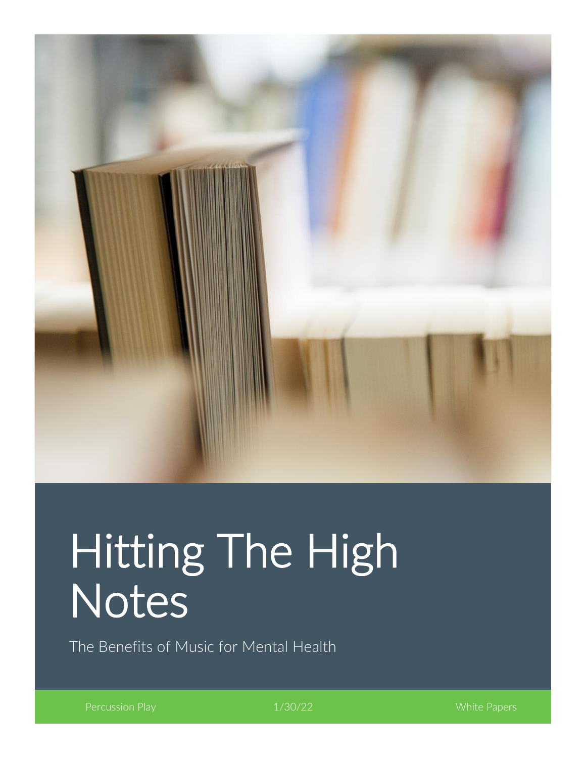# Hitting The High Notes

The Benefits of Music for Mental Health

Percussion Play | 1/30/22 | White Papers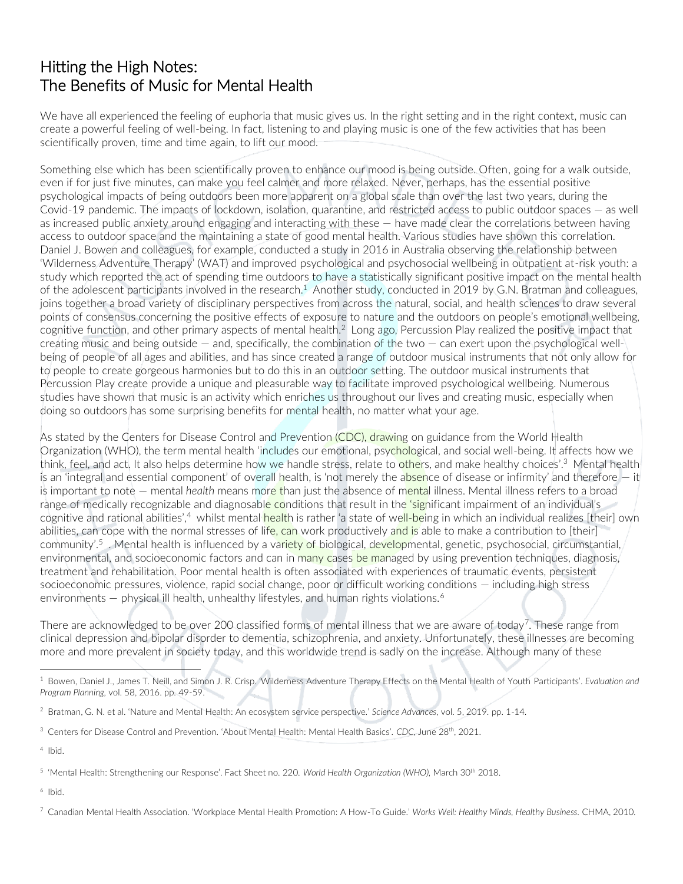# Hitting the High Notes:
# The Benefits of Music for Mental Health

We have all experienced the feeling of euphoria that music gives us. In the right setting and in the right context, music can create a powerful feeling of well-being. In fact, listening to and playing music is one of the few activities that has been scientifically proven, time and time again, to lift our mood.

Something else which has been scientifically proven to enhance our mood is being outside. Often, going for a walk outside, even if for just five minutes, can make you feel calmer and more relaxed. Never, perhaps, has the essential positive psychological impacts of being outdoors been more apparent on a global scale than over the last two years, during the Covid-19 pandemic. The impacts of lockdown, isolation, quarantine, and restricted access to public outdoor spaces — as well as increased public anxiety around engaging and interacting with these — have made clear the correlations between having access to outdoor space and the maintaining a state of good mental health. Various studies have shown this correlation. Daniel J. Bowen and colleagues, for example, conducted a study in 2016 in Australia observing the relationship between 'Wilderness Adventure Therapy' (WAT) and improved psychological and psychosocial wellbeing in outpatient at-risk youth: a study which reported the act of spending time outdoors to have a statistically significant positive impact on the mental health of the adolescent participants involved in the research.[1] Another study, conducted in 2019 by G.N. Bratman and colleagues, joins together a broad variety of disciplinary perspectives from across the natural, social, and health sciences to draw several points of consensus concerning the positive effects of exposure to nature and the outdoors on people's emotional wellbeing, cognitive function, and other primary aspects of mental health.[2] Long ago, Percussion Play realized the positive impact that creating music and being outside — and, specifically, the combination of the two — can exert upon the psychological well-being of people of all ages and abilities, and has since created a range of outdoor musical instruments that not only allow for to people to create gorgeous harmonies but to do this in an outdoor setting. The outdoor musical instruments that Percussion Play create provide a unique and pleasurable way to facilitate improved psychological wellbeing. Numerous studies have shown that music is an activity which enriches us throughout our lives and creating music, especially when doing so outdoors has some surprising benefits for mental health, no matter what your age.

As stated by the Centers for Disease Control and Prevention (CDC), drawing on guidance from the World Health Organization (WHO), the term mental health 'includes our emotional, psychological, and social well-being. It affects how we think, feel, and act. It also helps determine how we handle stress, relate to others, and make healthy choices'.[3] Mental health is an 'integral and essential component' of overall health, is 'not merely the absence of disease or infirmity' and therefore — it is important to note — mental *health* means more than just the absence of mental illness. Mental illness refers to a broad range of medically recognizable and diagnosable conditions that result in the 'significant impairment of an individual's cognitive and rational abilities',[4] whilst mental health is rather 'a state of well-being in which an individual realizes [their] own abilities, can cope with the normal stresses of life, can work productively and is able to make a contribution to [their] community'.[5] . Mental health is influenced by a variety of biological, developmental, genetic, psychosocial, circumstantial, environmental, and socioeconomic factors and can in many cases be managed by using prevention techniques, diagnosis, treatment and rehabilitation. Poor mental health is often associated with experiences of traumatic events, persistent socioeconomic pressures, violence, rapid social change, poor or difficult working conditions — including high stress environments — physical ill health, unhealthy lifestyles, and human rights violations.[6]

There are acknowledged to be over 200 classified forms of mental illness that we are aware of today[7]. These range from clinical depression and bipolar disorder to dementia, schizophrenia, and anxiety. Unfortunately, these illnesses are becoming more and more prevalent in society today, and this worldwide trend is sadly on the increase. Although many of these

---

[1] Bowen, Daniel J., James T. Neill, and Simon J. R. Crisp. 'Wilderness Adventure Therapy Effects on the Mental Health of Youth Participants'. *Evaluation and Program Planning*, vol. 58, 2016. pp. 49-59.

[2] Bratman, G. N. et al. 'Nature and Mental Health: An ecosystem service perspective.' *Science Advances*, vol. 5, 2019. pp. 1-14.

[3] Centers for Disease Control and Prevention. 'About Mental Health: Mental Health Basics'. *CDC*, June 28th, 2021.

[4] Ibid.

[5] 'Mental Health: Strengthening our Response'. Fact Sheet no. 220. *World Health Organization (WHO)*, March 30th 2018.

[6] Ibid.

[7] Canadian Mental Health Association. 'Workplace Mental Health Promotion: A How-To Guide.' *Works Well: Healthy Minds, Healthy Business*. CHMA, 2010.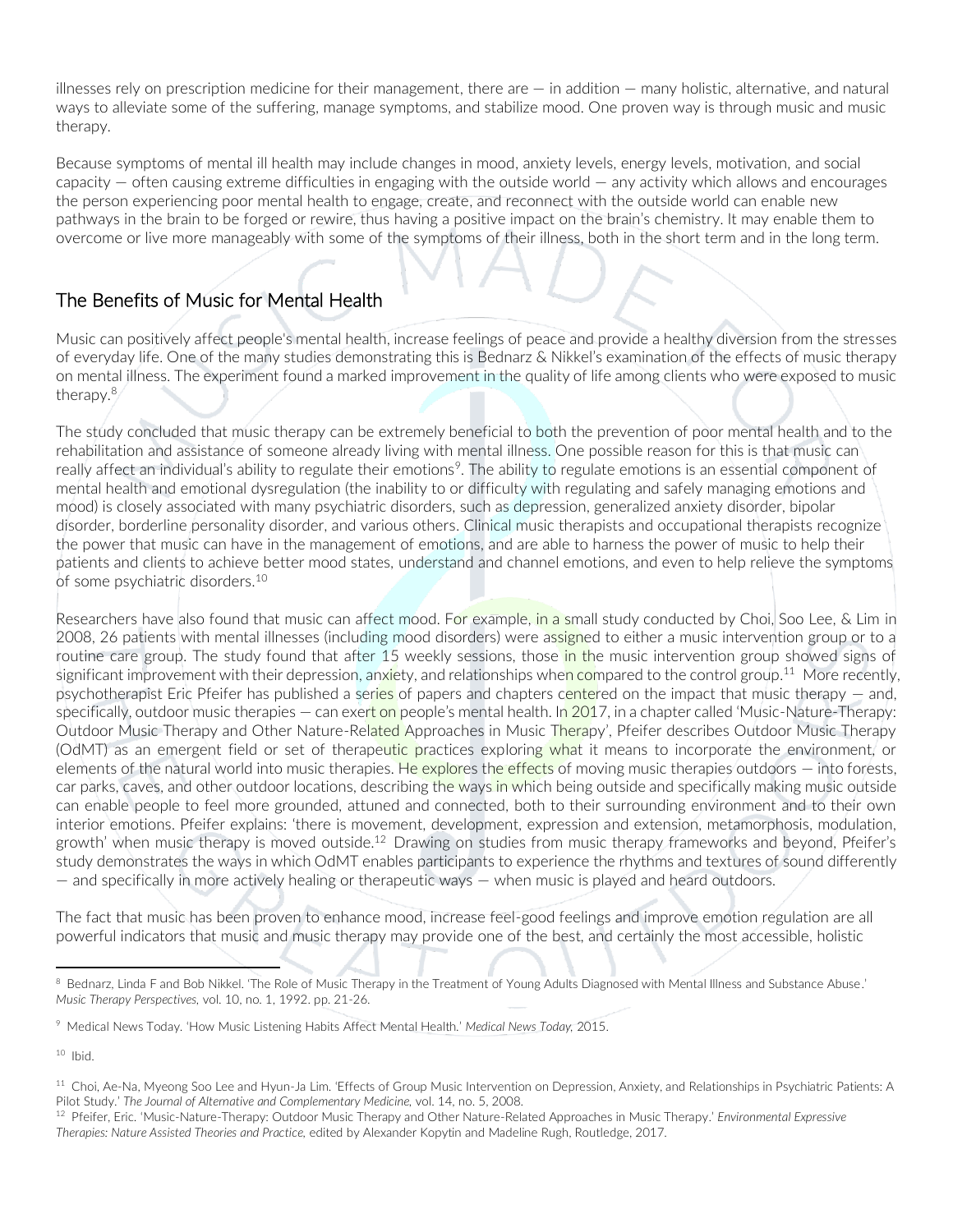illnesses rely on prescription medicine for their management, there are — in addition — many holistic, alternative, and natural ways to alleviate some of the suffering, manage symptoms, and stabilize mood. One proven way is through music and music therapy.

Because symptoms of mental ill health may include changes in mood, anxiety levels, energy levels, motivation, and social capacity — often causing extreme difficulties in engaging with the outside world — any activity which allows and encourages the person experiencing poor mental health to engage, create, and reconnect with the outside world can enable new pathways in the brain to be forged or rewire, thus having a positive impact on the brain's chemistry. It may enable them to overcome or live more manageably with some of the symptoms of their illness, both in the short term and in the long term.

## The Benefits of Music for Mental Health

Music can positively affect people's mental health, increase feelings of peace and provide a healthy diversion from the stresses of everyday life. One of the many studies demonstrating this is Bednarz & Nikkel's examination of the effects of music therapy on mental illness. The experiment found a marked improvement in the quality of life among clients who were exposed to music therapy.[8]

The study concluded that music therapy can be extremely beneficial to both the prevention of poor mental health and to the rehabilitation and assistance of someone already living with mental illness. One possible reason for this is that music can really affect an individual's ability to regulate their emotions[9]. The ability to regulate emotions is an essential component of mental health and emotional dysregulation (the inability to or difficulty with regulating and safely managing emotions and mood) is closely associated with many psychiatric disorders, such as depression, generalized anxiety disorder, bipolar disorder, borderline personality disorder, and various others. Clinical music therapists and occupational therapists recognize the power that music can have in the management of emotions, and are able to harness the power of music to help their patients and clients to achieve better mood states, understand and channel emotions, and even to help relieve the symptoms of some psychiatric disorders.[10]

Researchers have also found that music can affect mood. For example, in a small study conducted by Choi, Soo Lee, & Lim in 2008, 26 patients with mental illnesses (including mood disorders) were assigned to either a music intervention group or to a routine care group. The study found that after 15 weekly sessions, those in the music intervention group showed signs of significant improvement with their depression, anxiety, and relationships when compared to the control group.[11] More recently, psychotherapist Eric Pfeifer has published a series of papers and chapters centered on the impact that music therapy — and, specifically, outdoor music therapies — can exert on people's mental health. In 2017, in a chapter called 'Music-Nature-Therapy: Outdoor Music Therapy and Other Nature-Related Approaches in Music Therapy', Pfeifer describes Outdoor Music Therapy (OdMT) as an emergent field or set of therapeutic practices exploring what it means to incorporate the environment, or elements of the natural world into music therapies. He explores the effects of moving music therapies outdoors — into forests, car parks, caves, and other outdoor locations, describing the ways in which being outside and specifically making music outside can enable people to feel more grounded, attuned and connected, both to their surrounding environment and to their own interior emotions. Pfeifer explains: 'there is movement, development, expression and extension, metamorphosis, modulation, growth' when music therapy is moved outside.[12] Drawing on studies from music therapy frameworks and beyond, Pfeifer's study demonstrates the ways in which OdMT enables participants to experience the rhythms and textures of sound differently — and specifically in more actively healing or therapeutic ways — when music is played and heard outdoors.

The fact that music has been proven to enhance mood, increase feel-good feelings and improve emotion regulation are all powerful indicators that music and music therapy may provide one of the best, and certainly the most accessible, holistic

---

[8] Bednarz, Linda F and Bob Nikkel. 'The Role of Music Therapy in the Treatment of Young Adults Diagnosed with Mental Illness and Substance Abuse.' *Music Therapy Perspectives,* vol. 10, no. 1, 1992. pp. 21-26.

[9] Medical News Today. 'How Music Listening Habits Affect Mental Health.' *Medical News Today,* 2015.

[10] Ibid.

[11] Choi, Ae-Na, Myeong Soo Lee and Hyun-Ja Lim. 'Effects of Group Music Intervention on Depression, Anxiety, and Relationships in Psychiatric Patients: A Pilot Study.' *The Journal of Alternative and Complementary Medicine,* vol. 14, no. 5, 2008.

[12] Pfeifer, Eric. 'Music-Nature-Therapy: Outdoor Music Therapy and Other Nature-Related Approaches in Music Therapy.' *Environmental Expressive Therapies: Nature Assisted Theories and Practice,* edited by Alexander Kopytin and Madeline Rugh, Routledge, 2017.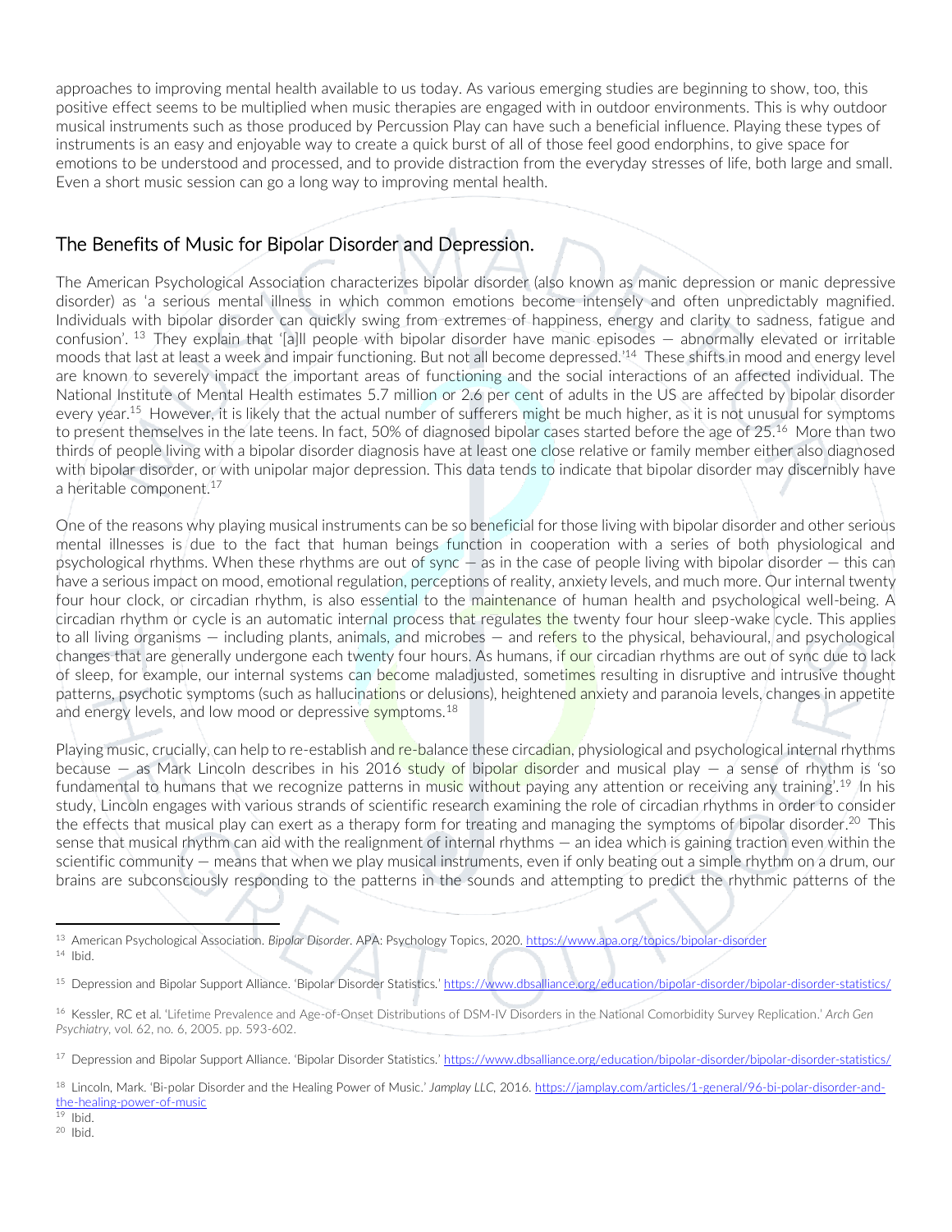approaches to improving mental health available to us today. As various emerging studies are beginning to show, too, this positive effect seems to be multiplied when music therapies are engaged with in outdoor environments. This is why outdoor musical instruments such as those produced by Percussion Play can have such a beneficial influence. Playing these types of instruments is an easy and enjoyable way to create a quick burst of all of those feel good endorphins, to give space for emotions to be understood and processed, and to provide distraction from the everyday stresses of life, both large and small. Even a short music session can go a long way to improving mental health.

## The Benefits of Music for Bipolar Disorder and Depression.

The American Psychological Association characterizes bipolar disorder (also known as manic depression or manic depressive disorder) as 'a serious mental illness in which common emotions become intensely and often unpredictably magnified. Individuals with bipolar disorder can quickly swing from extremes of happiness, energy and clarity to sadness, fatigue and confusion'. [13] They explain that '[a]ll people with bipolar disorder have manic episodes — abnormally elevated or irritable moods that last at least a week and impair functioning. But not all become depressed.'[14] These shifts in mood and energy level are known to severely impact the important areas of functioning and the social interactions of an affected individual. The National Institute of Mental Health estimates 5.7 million or 2.6 per cent of adults in the US are affected by bipolar disorder every year.[15] However, it is likely that the actual number of sufferers might be much higher, as it is not unusual for symptoms to present themselves in the late teens. In fact, 50% of diagnosed bipolar cases started before the age of 25.[16] More than two thirds of people living with a bipolar disorder diagnosis have at least one close relative or family member either also diagnosed with bipolar disorder, or with unipolar major depression. This data tends to indicate that bipolar disorder may discernibly have a heritable component.[17]

One of the reasons why playing musical instruments can be so beneficial for those living with bipolar disorder and other serious mental illnesses is due to the fact that human beings function in cooperation with a series of both physiological and psychological rhythms. When these rhythms are out of sync — as in the case of people living with bipolar disorder — this can have a serious impact on mood, emotional regulation, perceptions of reality, anxiety levels, and much more. Our internal twenty four hour clock, or circadian rhythm, is also essential to the maintenance of human health and psychological well-being. A circadian rhythm or cycle is an automatic internal process that regulates the twenty four hour sleep-wake cycle. This applies to all living organisms — including plants, animals, and microbes — and refers to the physical, behavioural, and psychological changes that are generally undergone each twenty four hours. As humans, if our circadian rhythms are out of sync due to lack of sleep, for example, our internal systems can become maladjusted, sometimes resulting in disruptive and intrusive thought patterns, psychotic symptoms (such as hallucinations or delusions), heightened anxiety and paranoia levels, changes in appetite and energy levels, and low mood or depressive symptoms.[18]

Playing music, crucially, can help to re-establish and re-balance these circadian, physiological and psychological internal rhythms because — as Mark Lincoln describes in his 2016 study of bipolar disorder and musical play — a sense of rhythm is 'so fundamental to humans that we recognize patterns in music without paying any attention or receiving any training'.[19] In his study, Lincoln engages with various strands of scientific research examining the role of circadian rhythms in order to consider the effects that musical play can exert as a therapy form for treating and managing the symptoms of bipolar disorder.[20] This sense that musical rhythm can aid with the realignment of internal rhythms — an idea which is gaining traction even within the scientific community — means that when we play musical instruments, even if only beating out a simple rhythm on a drum, our brains are subconsciously responding to the patterns in the sounds and attempting to predict the rhythmic patterns of the

---

[13] American Psychological Association. *Bipolar Disorder*. APA: Psychology Topics, 2020. https://www.apa.org/topics/bipolar-disorder

[14] Ibid.

[15] Depression and Bipolar Support Alliance. 'Bipolar Disorder Statistics.' https://www.dbsalliance.org/education/bipolar-disorder/bipolar-disorder-statistics/

[16] Kessler, RC et al. 'Lifetime Prevalence and Age-of-Onset Distributions of DSM-IV Disorders in the National Comorbidity Survey Replication.' *Arch Gen Psychiatry*, vol. 62, no. 6, 2005. pp. 593-602.

[17] Depression and Bipolar Support Alliance. 'Bipolar Disorder Statistics.' https://www.dbsalliance.org/education/bipolar-disorder/bipolar-disorder-statistics/

[18] Lincoln, Mark. 'Bi-polar Disorder and the Healing Power of Music.' *Jamplay LLC*, 2016. https://jamplay.com/articles/1-general/96-bi-polar-disorder-and-the-healing-power-of-music

[19] Ibid.

[20] Ibid.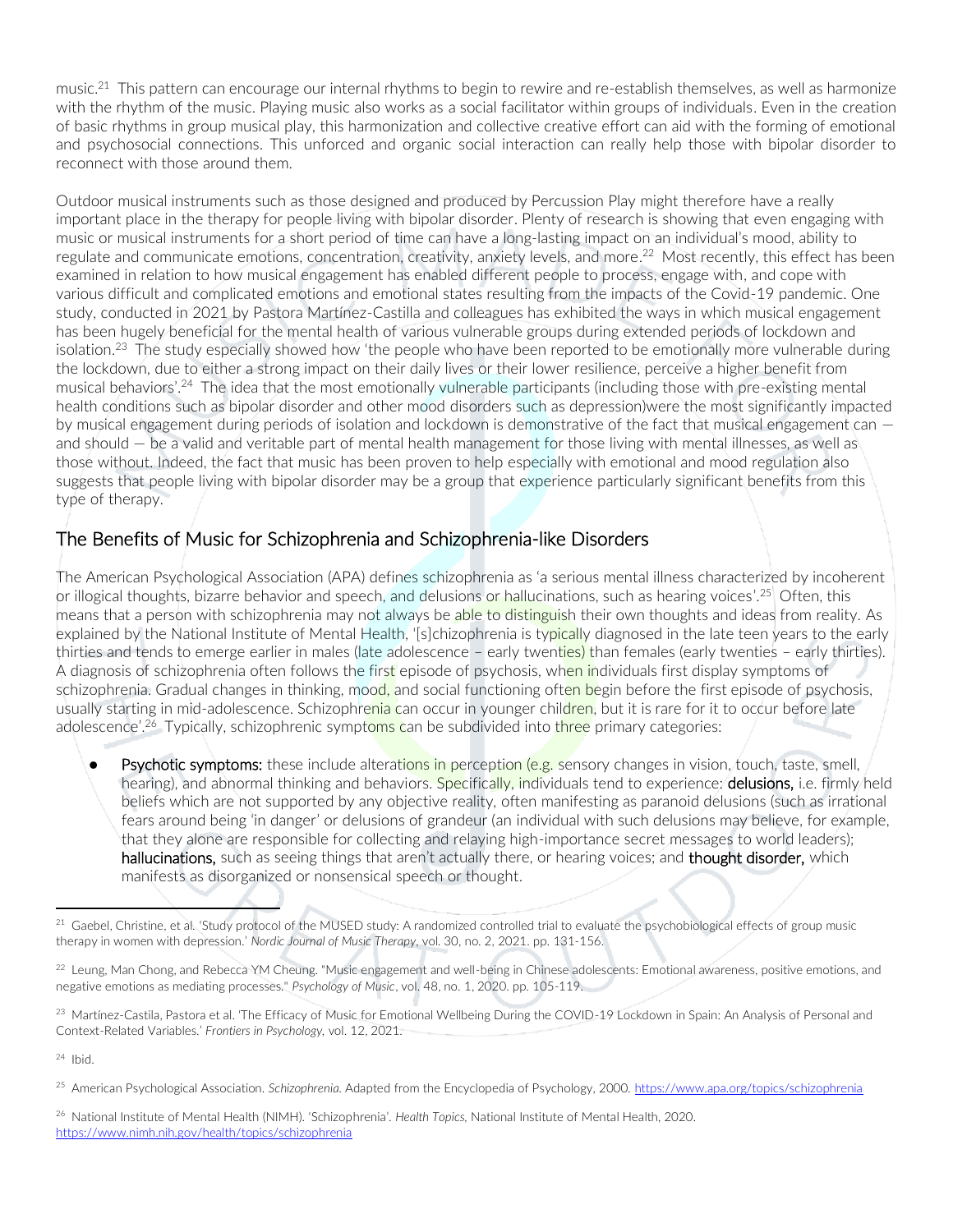music.[21] This pattern can encourage our internal rhythms to begin to rewire and re-establish themselves, as well as harmonize with the rhythm of the music. Playing music also works as a social facilitator within groups of individuals. Even in the creation of basic rhythms in group musical play, this harmonization and collective creative effort can aid with the forming of emotional and psychosocial connections. This unforced and organic social interaction can really help those with bipolar disorder to reconnect with those around them.

Outdoor musical instruments such as those designed and produced by Percussion Play might therefore have a really important place in the therapy for people living with bipolar disorder. Plenty of research is showing that even engaging with music or musical instruments for a short period of time can have a long-lasting impact on an individual's mood, ability to regulate and communicate emotions, concentration, creativity, anxiety levels, and more.[22] Most recently, this effect has been examined in relation to how musical engagement has enabled different people to process, engage with, and cope with various difficult and complicated emotions and emotional states resulting from the impacts of the Covid-19 pandemic. One study, conducted in 2021 by Pastora Martínez-Castilla and colleagues has exhibited the ways in which musical engagement has been hugely beneficial for the mental health of various vulnerable groups during extended periods of lockdown and isolation.[23] The study especially showed how 'the people who have been reported to be emotionally more vulnerable during the lockdown, due to either a strong impact on their daily lives or their lower resilience, perceive a higher benefit from musical behaviors'.[24] The idea that the most emotionally vulnerable participants (including those with pre-existing mental health conditions such as bipolar disorder and other mood disorders such as depression)were the most significantly impacted by musical engagement during periods of isolation and lockdown is demonstrative of the fact that musical engagement can — and should — be a valid and veritable part of mental health management for those living with mental illnesses, as well as those without. Indeed, the fact that music has been proven to help especially with emotional and mood regulation also suggests that people living with bipolar disorder may be a group that experience particularly significant benefits from this type of therapy.

## The Benefits of Music for Schizophrenia and Schizophrenia-like Disorders

The American Psychological Association (APA) defines schizophrenia as 'a serious mental illness characterized by incoherent or illogical thoughts, bizarre behavior and speech, and delusions or hallucinations, such as hearing voices'.[25] Often, this means that a person with schizophrenia may not always be able to distinguish their own thoughts and ideas from reality. As explained by the National Institute of Mental Health, '[s]chizophrenia is typically diagnosed in the late teen years to the early thirties and tends to emerge earlier in males (late adolescence – early twenties) than females (early twenties – early thirties). A diagnosis of schizophrenia often follows the first episode of psychosis, when individuals first display symptoms of schizophrenia. Gradual changes in thinking, mood, and social functioning often begin before the first episode of psychosis, usually starting in mid-adolescence. Schizophrenia can occur in younger children, but it is rare for it to occur before late adolescence'.[26] Typically, schizophrenic symptoms can be subdivided into three primary categories:

- Psychotic symptoms: these include alterations in perception (e.g. sensory changes in vision, touch, taste, smell, hearing), and abnormal thinking and behaviors. Specifically, individuals tend to experience: delusions, i.e. firmly held beliefs which are not supported by any objective reality, often manifesting as paranoid delusions (such as irrational fears around being 'in danger' or delusions of grandeur (an individual with such delusions may believe, for example, that they alone are responsible for collecting and relaying high-importance secret messages to world leaders); hallucinations, such as seeing things that aren't actually there, or hearing voices; and thought disorder, which manifests as disorganized or nonsensical speech or thought.

---

[21] Gaebel, Christine, et al. 'Study protocol of the MUSED study: A randomized controlled trial to evaluate the psychobiological effects of group music therapy in women with depression.' *Nordic Journal of Music Therapy*, vol. 30, no. 2, 2021. pp. 131-156.

[22] Leung, Man Chong, and Rebecca YM Cheung. "Music engagement and well-being in Chinese adolescents: Emotional awareness, positive emotions, and negative emotions as mediating processes." *Psychology of Music*, vol. 48, no. 1, 2020. pp. 105-119.

[23] Martínez-Castila, Pastora et al. 'The Efficacy of Music for Emotional Wellbeing During the COVID-19 Lockdown in Spain: An Analysis of Personal and Context-Related Variables.' *Frontiers in Psychology*, vol. 12, 2021.

[24] Ibid.

[25] American Psychological Association. *Schizophrenia*. Adapted from the Encyclopedia of Psychology, 2000. https://www.apa.org/topics/schizophrenia

[26] National Institute of Mental Health (NIMH). 'Schizophrenia'. *Health Topics*, National Institute of Mental Health, 2020. https://www.nimh.nih.gov/health/topics/schizophrenia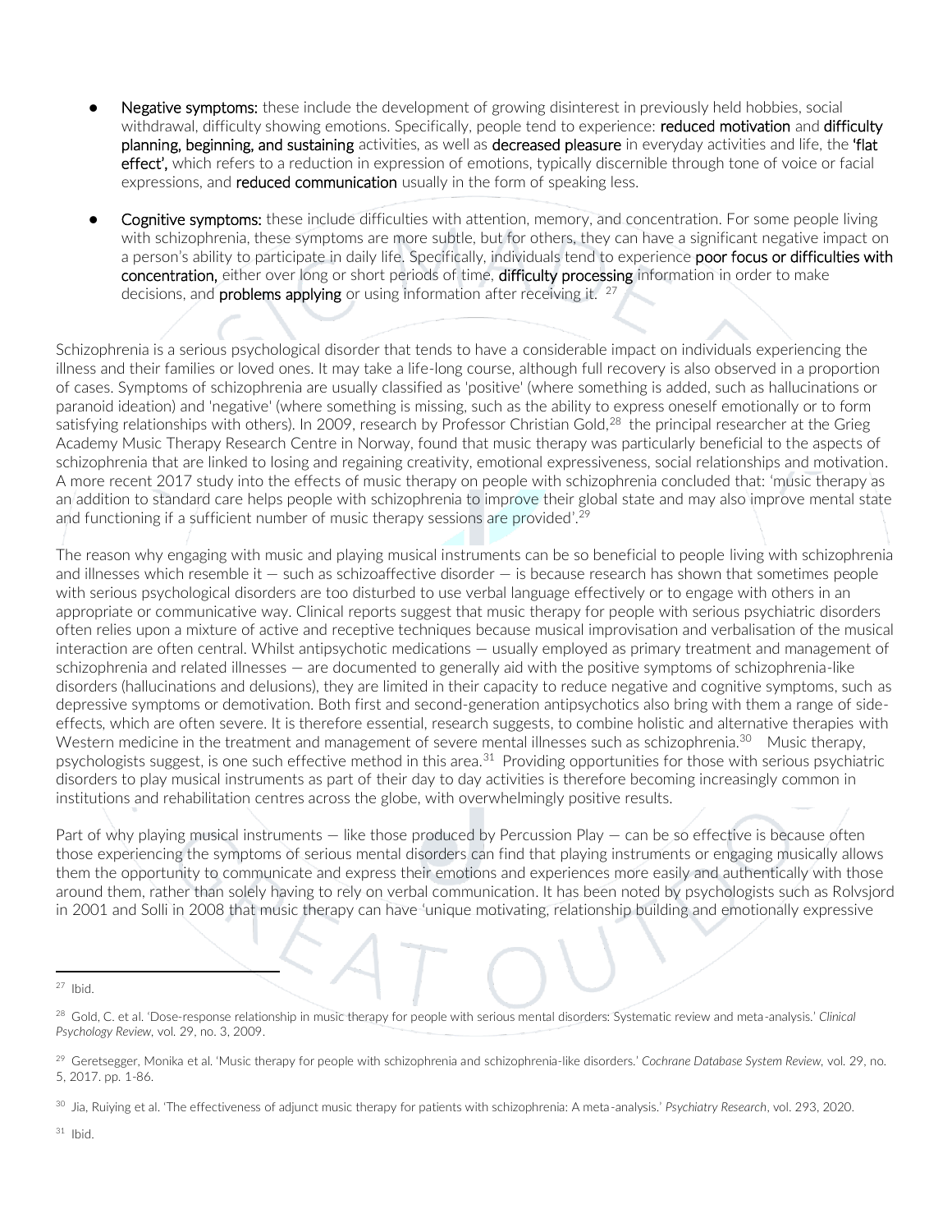- **Negative symptoms:** these include the development of growing disinterest in previously held hobbies, social withdrawal, difficulty showing emotions. Specifically, people tend to experience: **reduced motivation** and **difficulty planning, beginning, and sustaining** activities, as well as **decreased pleasure** in everyday activities and life, the **'flat effect',** which refers to a reduction in expression of emotions, typically discernible through tone of voice or facial expressions, and **reduced communication** usually in the form of speaking less.

- **Cognitive symptoms:** these include difficulties with attention, memory, and concentration. For some people living with schizophrenia, these symptoms are more subtle, but for others, they can have a significant negative impact on a person's ability to participate in daily life. Specifically, individuals tend to experience **poor focus or difficulties with concentration,** either over long or short periods of time, **difficulty processing** information in order to make decisions, and **problems applying** or using information after receiving it. [27]

Schizophrenia is a serious psychological disorder that tends to have a considerable impact on individuals experiencing the illness and their families or loved ones. It may take a life-long course, although full recovery is also observed in a proportion of cases. Symptoms of schizophrenia are usually classified as 'positive' (where something is added, such as hallucinations or paranoid ideation) and 'negative' (where something is missing, such as the ability to express oneself emotionally or to form satisfying relationships with others). In 2009, research by Professor Christian Gold,[28] the principal researcher at the Grieg Academy Music Therapy Research Centre in Norway, found that music therapy was particularly beneficial to the aspects of schizophrenia that are linked to losing and regaining creativity, emotional expressiveness, social relationships and motivation. A more recent 2017 study into the effects of music therapy on people with schizophrenia concluded that: 'music therapy as an addition to standard care helps people with schizophrenia to improve their global state and may also improve mental state and functioning if a sufficient number of music therapy sessions are provided'.[29]

The reason why engaging with music and playing musical instruments can be so beneficial to people living with schizophrenia and illnesses which resemble it — such as schizoaffective disorder — is because research has shown that sometimes people with serious psychological disorders are too disturbed to use verbal language effectively or to engage with others in an appropriate or communicative way. Clinical reports suggest that music therapy for people with serious psychiatric disorders often relies upon a mixture of active and receptive techniques because musical improvisation and verbalisation of the musical interaction are often central. Whilst antipsychotic medications — usually employed as primary treatment and management of schizophrenia and related illnesses — are documented to generally aid with the positive symptoms of schizophrenia-like disorders (hallucinations and delusions), they are limited in their capacity to reduce negative and cognitive symptoms, such as depressive symptoms or demotivation. Both first and second-generation antipsychotics also bring with them a range of side-effects, which are often severe. It is therefore essential, research suggests, to combine holistic and alternative therapies with Western medicine in the treatment and management of severe mental illnesses such as schizophrenia.[30] Music therapy, psychologists suggest, is one such effective method in this area.[31] Providing opportunities for those with serious psychiatric disorders to play musical instruments as part of their day to day activities is therefore becoming increasingly common in institutions and rehabilitation centres across the globe, with overwhelmingly positive results.

Part of why playing musical instruments — like those produced by Percussion Play — can be so effective is because often those experiencing the symptoms of serious mental disorders can find that playing instruments or engaging musically allows them the opportunity to communicate and express their emotions and experiences more easily and authentically with those around them, rather than solely having to rely on verbal communication. It has been noted by psychologists such as Rolvsjord in 2001 and Solli in 2008 that music therapy can have 'unique motivating, relationship building and emotionally expressive

---

[27] Ibid.

[28] Gold, C. et al. 'Dose-response relationship in music therapy for people with serious mental disorders: Systematic review and meta-analysis.' *Clinical Psychology Review*, vol. 29, no. 3, 2009.

[29] Geretsegger, Monika et al. 'Music therapy for people with schizophrenia and schizophrenia-like disorders.' *Cochrane Database System Review*, vol. 29, no. 5, 2017. pp. 1-86.

[30] Jia, Ruiying et al. 'The effectiveness of adjunct music therapy for patients with schizophrenia: A meta-analysis.' *Psychiatry Research*, vol. 293, 2020.

[31] Ibid.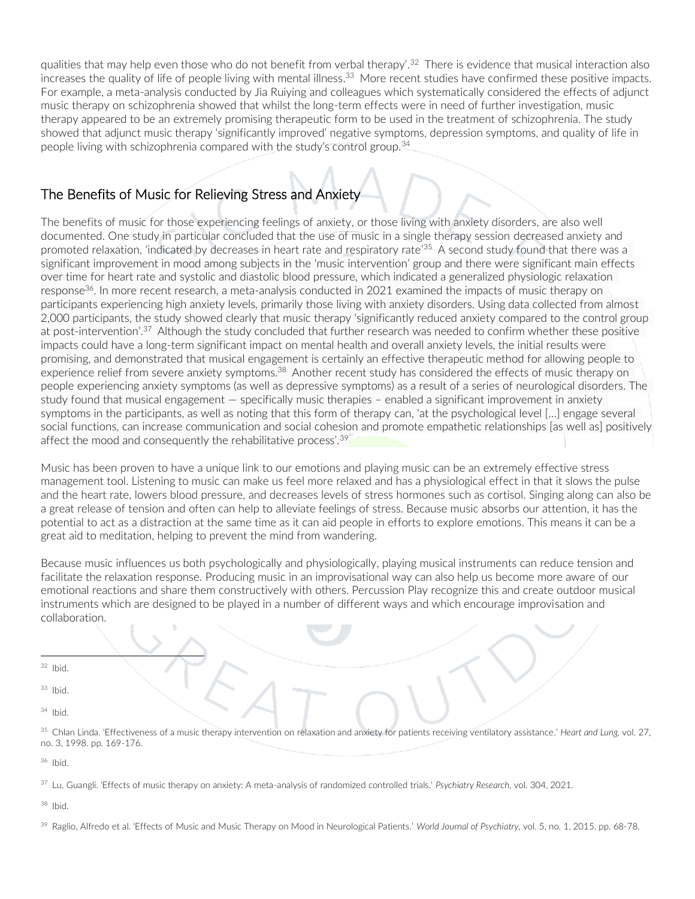qualities that may help even those who do not benefit from verbal therapy'.[32] There is evidence that musical interaction also increases the quality of life of people living with mental illness.[33] More recent studies have confirmed these positive impacts. For example, a meta-analysis conducted by Jia Ruiying and colleagues which systematically considered the effects of adjunct music therapy on schizophrenia showed that whilst the long-term effects were in need of further investigation, music therapy appeared to be an extremely promising therapeutic form to be used in the treatment of schizophrenia. The study showed that adjunct music therapy 'significantly improved' negative symptoms, depression symptoms, and quality of life in people living with schizophrenia compared with the study's control group.[34]

## The Benefits of Music for Relieving Stress and Anxiety

The benefits of music for those experiencing feelings of anxiety, or those living with anxiety disorders, are also well documented. One study in particular concluded that the use of music in a single therapy session decreased anxiety and promoted relaxation, 'indicated by decreases in heart rate and respiratory rate'[35] A second study found that there was a significant improvement in mood among subjects in the 'music intervention' group and there were significant main effects over time for heart rate and systolic and diastolic blood pressure, which indicated a generalized physiologic relaxation response[36]. In more recent research, a meta-analysis conducted in 2021 examined the impacts of music therapy on participants experiencing high anxiety levels, primarily those living with anxiety disorders. Using data collected from almost 2,000 participants, the study showed clearly that music therapy 'significantly reduced anxiety compared to the control group at post-intervention'.[37] Although the study concluded that further research was needed to confirm whether these positive impacts could have a long-term significant impact on mental health and overall anxiety levels, the initial results were promising, and demonstrated that musical engagement is certainly an effective therapeutic method for allowing people to experience relief from severe anxiety symptoms.[38] Another recent study has considered the effects of music therapy on people experiencing anxiety symptoms (as well as depressive symptoms) as a result of a series of neurological disorders. The study found that musical engagement — specifically music therapies – enabled a significant improvement in anxiety symptoms in the participants, as well as noting that this form of therapy can, 'at the psychological level […] engage several social functions, can increase communication and social cohesion and promote empathetic relationships [as well as] positively affect the mood and consequently the rehabilitative process'.[39]

Music has been proven to have a unique link to our emotions and playing music can be an extremely effective stress management tool. Listening to music can make us feel more relaxed and has a physiological effect in that it slows the pulse and the heart rate, lowers blood pressure, and decreases levels of stress hormones such as cortisol. Singing along can also be a great release of tension and often can help to alleviate feelings of stress. Because music absorbs our attention, it has the potential to act as a distraction at the same time as it can aid people in efforts to explore emotions. This means it can be a great aid to meditation, helping to prevent the mind from wandering.

Because music influences us both psychologically and physiologically, playing musical instruments can reduce tension and facilitate the relaxation response. Producing music in an improvisational way can also help us become more aware of our emotional reactions and share them constructively with others. Percussion Play recognize this and create outdoor musical instruments which are designed to be played in a number of different ways and which encourage improvisation and collaboration.

---

[32] Ibid.

[33] Ibid.

[34] Ibid.

[35] Chlan Linda. 'Effectiveness of a music therapy intervention on relaxation and anxiety for patients receiving ventilatory assistance.' *Heart and Lung*, vol. 27, no. 3, 1998. pp. 169-176.

[36] Ibid.

[37] Lu, Guangli. 'Effects of music therapy on anxiety: A meta-analysis of randomized controlled trials.' *Psychiatry Research*, vol. 304, 2021.

[38] Ibid.

[39] Raglio, Alfredo et al. 'Effects of Music and Music Therapy on Mood in Neurological Patients.' *World Journal of Psychiatry*, vol. 5, no. 1, 2015. pp. 68-78.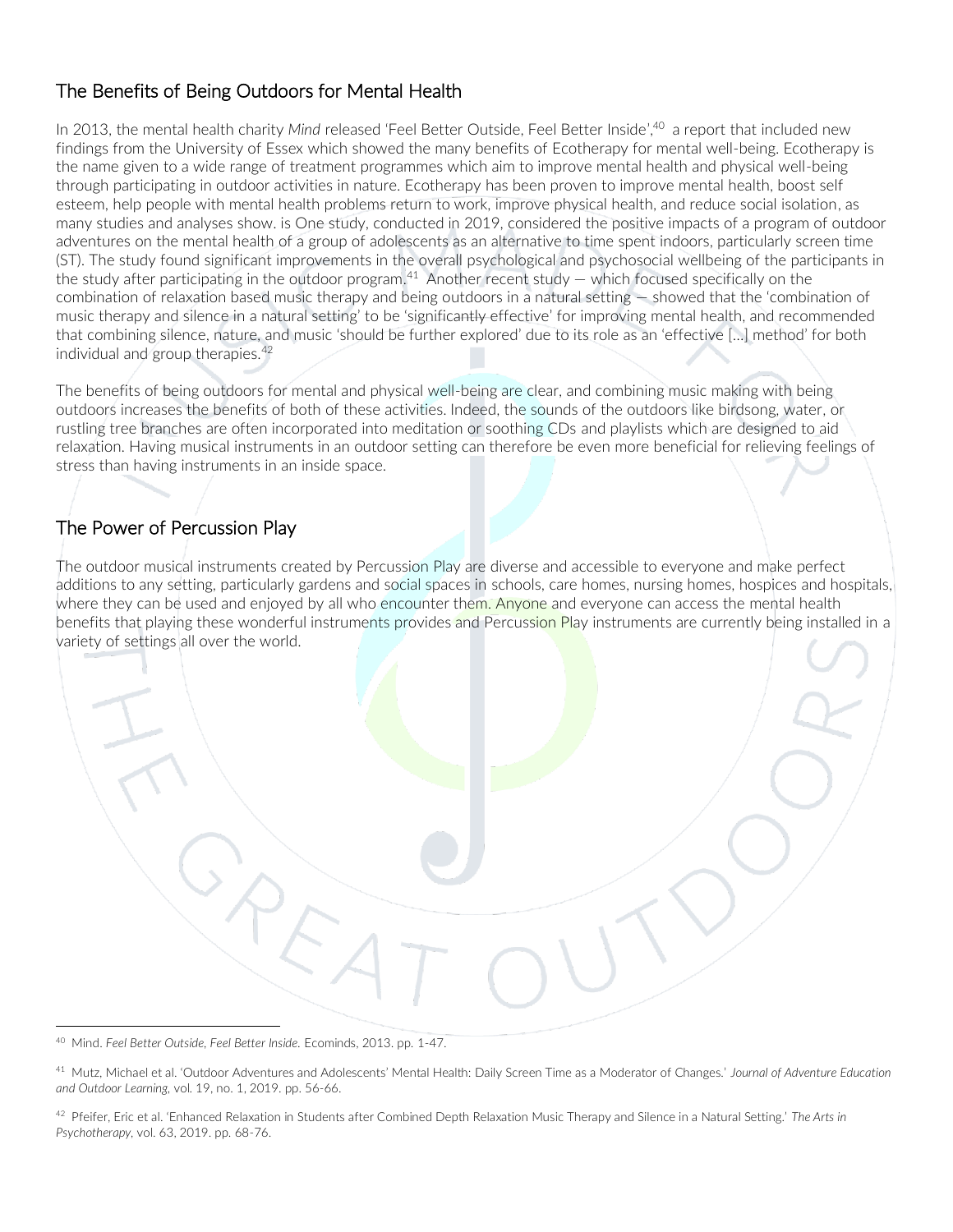## The Benefits of Being Outdoors for Mental Health

In 2013, the mental health charity *Mind* released 'Feel Better Outside, Feel Better Inside',[40] a report that included new findings from the University of Essex which showed the many benefits of Ecotherapy for mental well-being. Ecotherapy is the name given to a wide range of treatment programmes which aim to improve mental health and physical well-being through participating in outdoor activities in nature. Ecotherapy has been proven to improve mental health, boost self esteem, help people with mental health problems return to work, improve physical health, and reduce social isolation, as many studies and analyses show. is One study, conducted in 2019, considered the positive impacts of a program of outdoor adventures on the mental health of a group of adolescents as an alternative to time spent indoors, particularly screen time (ST). The study found significant improvements in the overall psychological and psychosocial wellbeing of the participants in the study after participating in the outdoor program.[41] Another recent study — which focused specifically on the combination of relaxation based music therapy and being outdoors in a natural setting — showed that the 'combination of music therapy and silence in a natural setting' to be 'significantly effective' for improving mental health, and recommended that combining silence, nature, and music 'should be further explored' due to its role as an 'effective [...] method' for both individual and group therapies.[42]

The benefits of being outdoors for mental and physical well-being are clear, and combining music making with being outdoors increases the benefits of both of these activities. Indeed, the sounds of the outdoors like birdsong, water, or rustling tree branches are often incorporated into meditation or soothing CDs and playlists which are designed to aid relaxation. Having musical instruments in an outdoor setting can therefore be even more beneficial for relieving feelings of stress than having instruments in an inside space.

## The Power of Percussion Play

The outdoor musical instruments created by Percussion Play are diverse and accessible to everyone and make perfect additions to any setting, particularly gardens and social spaces in schools, care homes, nursing homes, hospices and hospitals, where they can be used and enjoyed by all who encounter them. Anyone and everyone can access the mental health benefits that playing these wonderful instruments provides and Percussion Play instruments are currently being installed in a variety of settings all over the world.

---

[40] Mind. *Feel Better Outside, Feel Better Inside.* Ecominds, 2013. pp. 1-47.

[41] Mutz, Michael et al. 'Outdoor Adventures and Adolescents' Mental Health: Daily Screen Time as a Moderator of Changes.' *Journal of Adventure Education and Outdoor Learning,* vol. 19, no. 1, 2019. pp. 56-66.

[42] Pfeifer, Eric et al. 'Enhanced Relaxation in Students after Combined Depth Relaxation Music Therapy and Silence in a Natural Setting.' *The Arts in Psychotherapy,* vol. 63, 2019. pp. 68-76.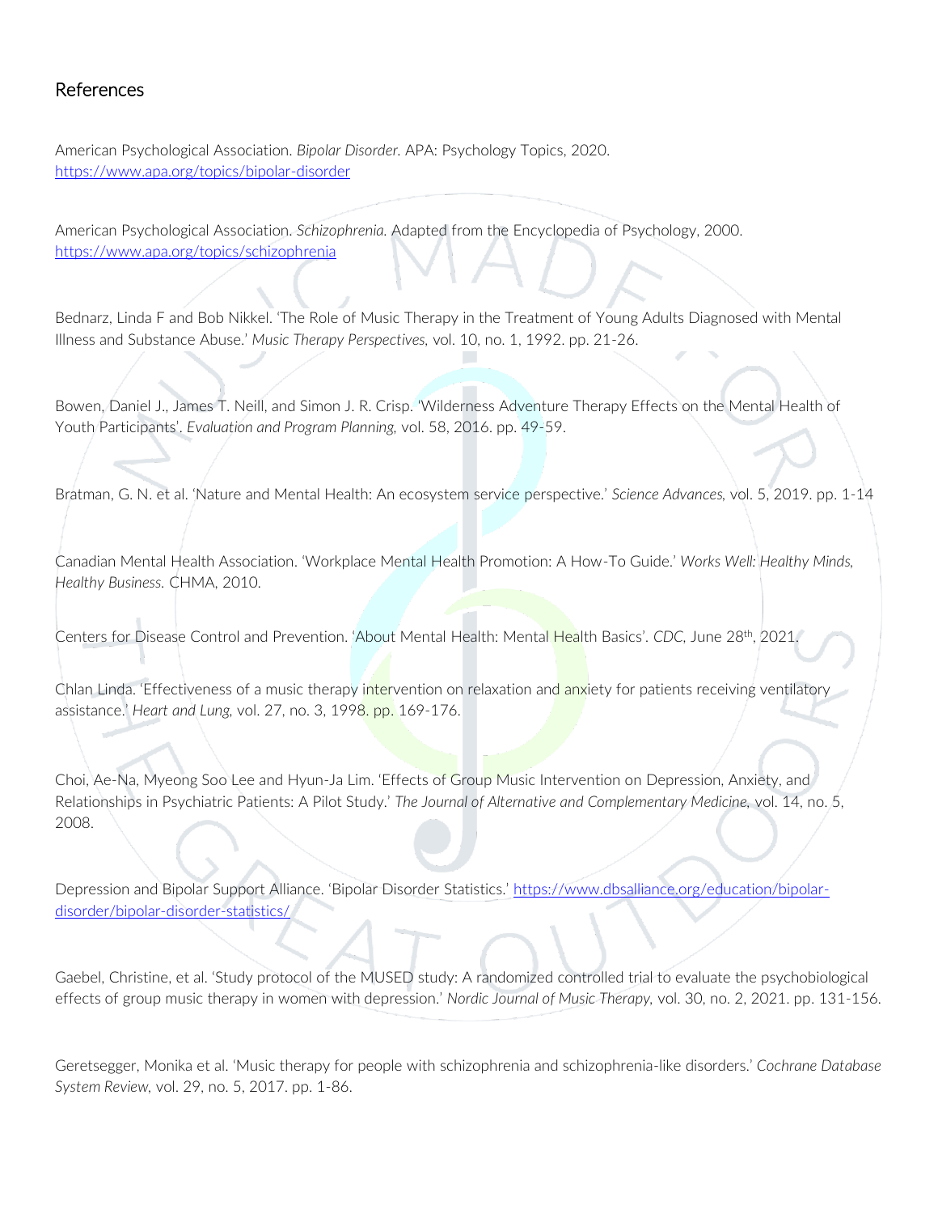## References

American Psychological Association. *Bipolar Disorder.* APA: Psychology Topics, 2020. https://www.apa.org/topics/bipolar-disorder

American Psychological Association. *Schizophrenia.* Adapted from the Encyclopedia of Psychology, 2000. https://www.apa.org/topics/schizophrenia

Bednarz, Linda F and Bob Nikkel. 'The Role of Music Therapy in the Treatment of Young Adults Diagnosed with Mental Illness and Substance Abuse.' *Music Therapy Perspectives,* vol. 10, no. 1, 1992. pp. 21-26.

Bowen, Daniel J., James T. Neill, and Simon J. R. Crisp. 'Wilderness Adventure Therapy Effects on the Mental Health of Youth Participants'. *Evaluation and Program Planning,* vol. 58, 2016. pp. 49-59.

Bratman, G. N. et al. 'Nature and Mental Health: An ecosystem service perspective.' *Science Advances,* vol. 5, 2019. pp. 1-14

Canadian Mental Health Association. 'Workplace Mental Health Promotion: A How-To Guide.' *Works Well: Healthy Minds, Healthy Business.* CHMA, 2010.

Centers for Disease Control and Prevention. 'About Mental Health: Mental Health Basics'. *CDC,* June 28th, 2021.

Chlan Linda. 'Effectiveness of a music therapy intervention on relaxation and anxiety for patients receiving ventilatory assistance.' *Heart and Lung,* vol. 27, no. 3, 1998. pp. 169-176.

Choi, Ae-Na, Myeong Soo Lee and Hyun-Ja Lim. 'Effects of Group Music Intervention on Depression, Anxiety, and Relationships in Psychiatric Patients: A Pilot Study.' *The Journal of Alternative and Complementary Medicine,* vol. 14, no. 5, 2008.

Depression and Bipolar Support Alliance. 'Bipolar Disorder Statistics.' https://www.dbsalliance.org/education/bipolar-disorder/bipolar-disorder-statistics/

Gaebel, Christine, et al. 'Study protocol of the MUSED study: A randomized controlled trial to evaluate the psychobiological effects of group music therapy in women with depression.' *Nordic Journal of Music Therapy,* vol. 30, no. 2, 2021. pp. 131-156.

Geretsegger, Monika et al. 'Music therapy for people with schizophrenia and schizophrenia-like disorders.' *Cochrane Database System Review,* vol. 29, no. 5, 2017. pp. 1-86.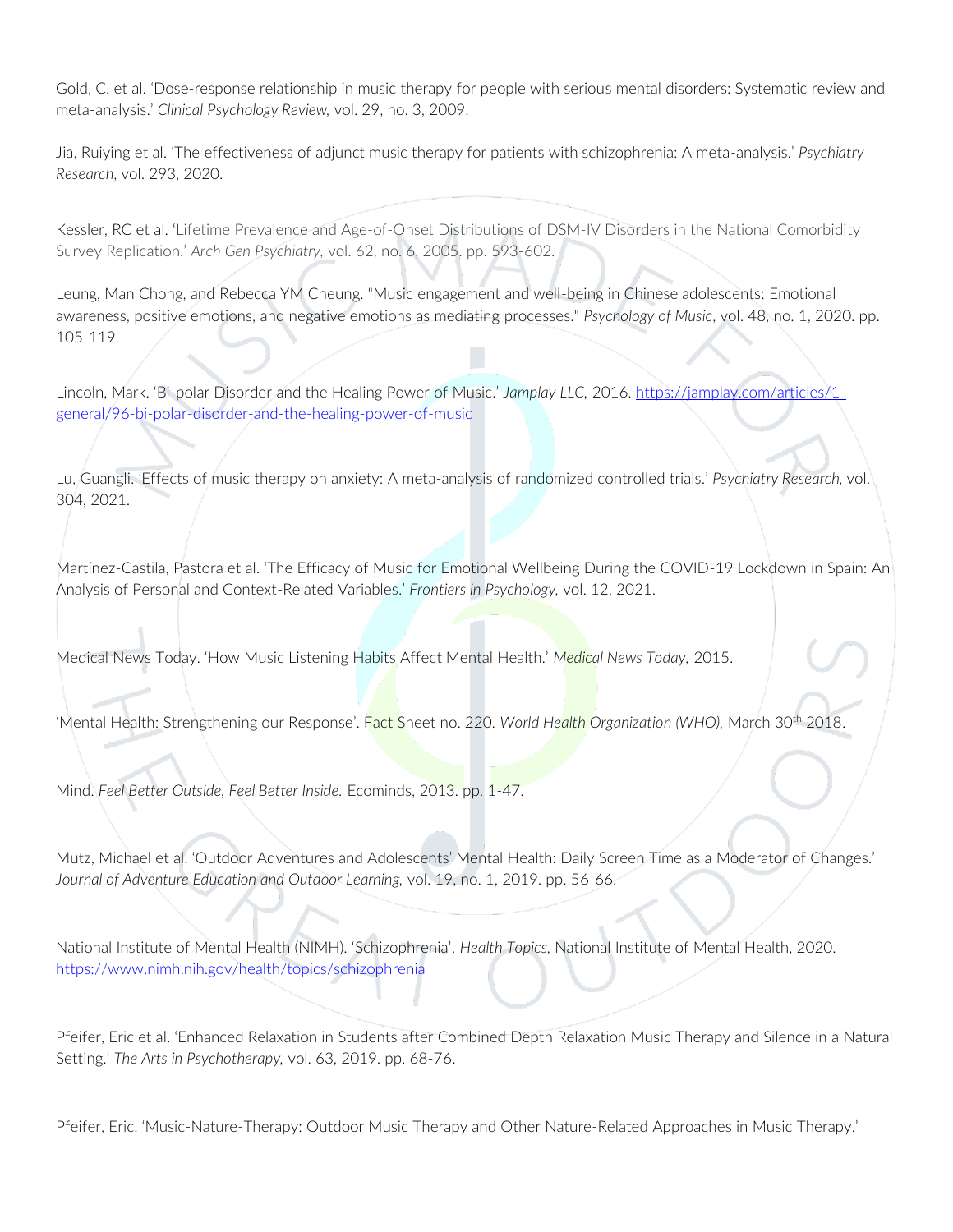Gold, C. et al. 'Dose-response relationship in music therapy for people with serious mental disorders: Systematic review and meta-analysis.' *Clinical Psychology Review,* vol. 29, no. 3, 2009.

Jia, Ruiying et al. 'The effectiveness of adjunct music therapy for patients with schizophrenia: A meta-analysis.' *Psychiatry Research,* vol. 293, 2020.

Kessler, RC et al. 'Lifetime Prevalence and Age-of-Onset Distributions of DSM-IV Disorders in the National Comorbidity Survey Replication.' *Arch Gen Psychiatry,* vol. 62, no. 6, 2005. pp. 593-602.

Leung, Man Chong, and Rebecca YM Cheung. "Music engagement and well-being in Chinese adolescents: Emotional awareness, positive emotions, and negative emotions as mediating processes." *Psychology of Music*, vol. 48, no. 1, 2020. pp. 105-119.

Lincoln, Mark. 'Bi-polar Disorder and the Healing Power of Music.' *Jamplay LLC,* 2016. https://jamplay.com/articles/1-general/96-bi-polar-disorder-and-the-healing-power-of-music

Lu, Guangli. 'Effects of music therapy on anxiety: A meta-analysis of randomized controlled trials.' *Psychiatry Research,* vol. 304, 2021.

Martínez-Castila, Pastora et al. 'The Efficacy of Music for Emotional Wellbeing During the COVID-19 Lockdown in Spain: An Analysis of Personal and Context-Related Variables.' *Frontiers in Psychology,* vol. 12, 2021.

Medical News Today. 'How Music Listening Habits Affect Mental Health.' *Medical News Today,* 2015.

'Mental Health: Strengthening our Response'. Fact Sheet no. 220. *World Health Organization (WHO),* March 30th 2018.

Mind. *Feel Better Outside, Feel Better Inside.* Ecominds, 2013. pp. 1-47.

Mutz, Michael et al. 'Outdoor Adventures and Adolescents' Mental Health: Daily Screen Time as a Moderator of Changes.' *Journal of Adventure Education and Outdoor Learning,* vol. 19, no. 1, 2019. pp. 56-66.

National Institute of Mental Health (NIMH). 'Schizophrenia'. *Health Topics,* National Institute of Mental Health, 2020. https://www.nimh.nih.gov/health/topics/schizophrenia

Pfeifer, Eric et al. 'Enhanced Relaxation in Students after Combined Depth Relaxation Music Therapy and Silence in a Natural Setting.' *The Arts in Psychotherapy,* vol. 63, 2019. pp. 68-76.

Pfeifer, Eric. 'Music-Nature-Therapy: Outdoor Music Therapy and Other Nature-Related Approaches in Music Therapy.'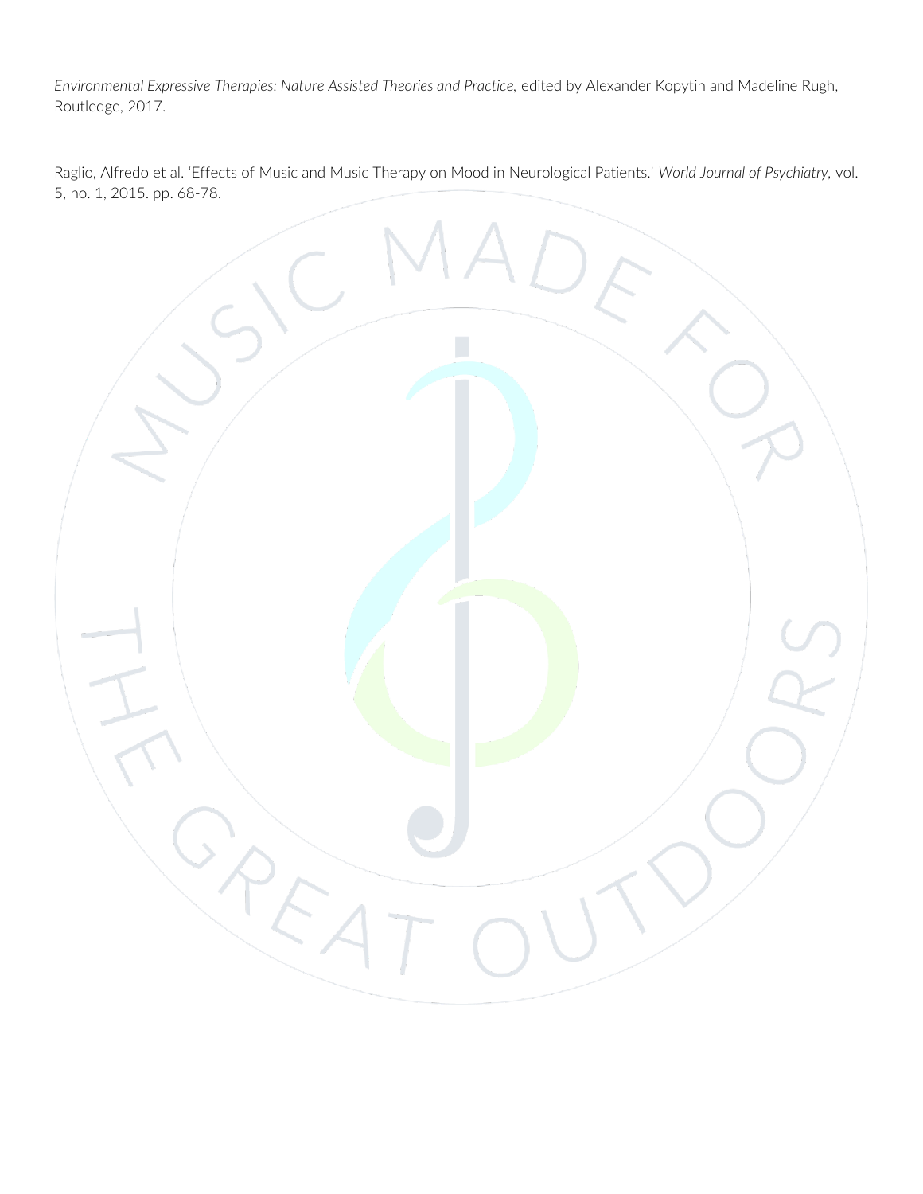*Environmental Expressive Therapies: Nature Assisted Theories and Practice,* edited by Alexander Kopytin and Madeline Rugh, Routledge, 2017.

Raglio, Alfredo et al. 'Effects of Music and Music Therapy on Mood in Neurological Patients.' *World Journal of Psychiatry,* vol. 5, no. 1, 2015. pp. 68-78.